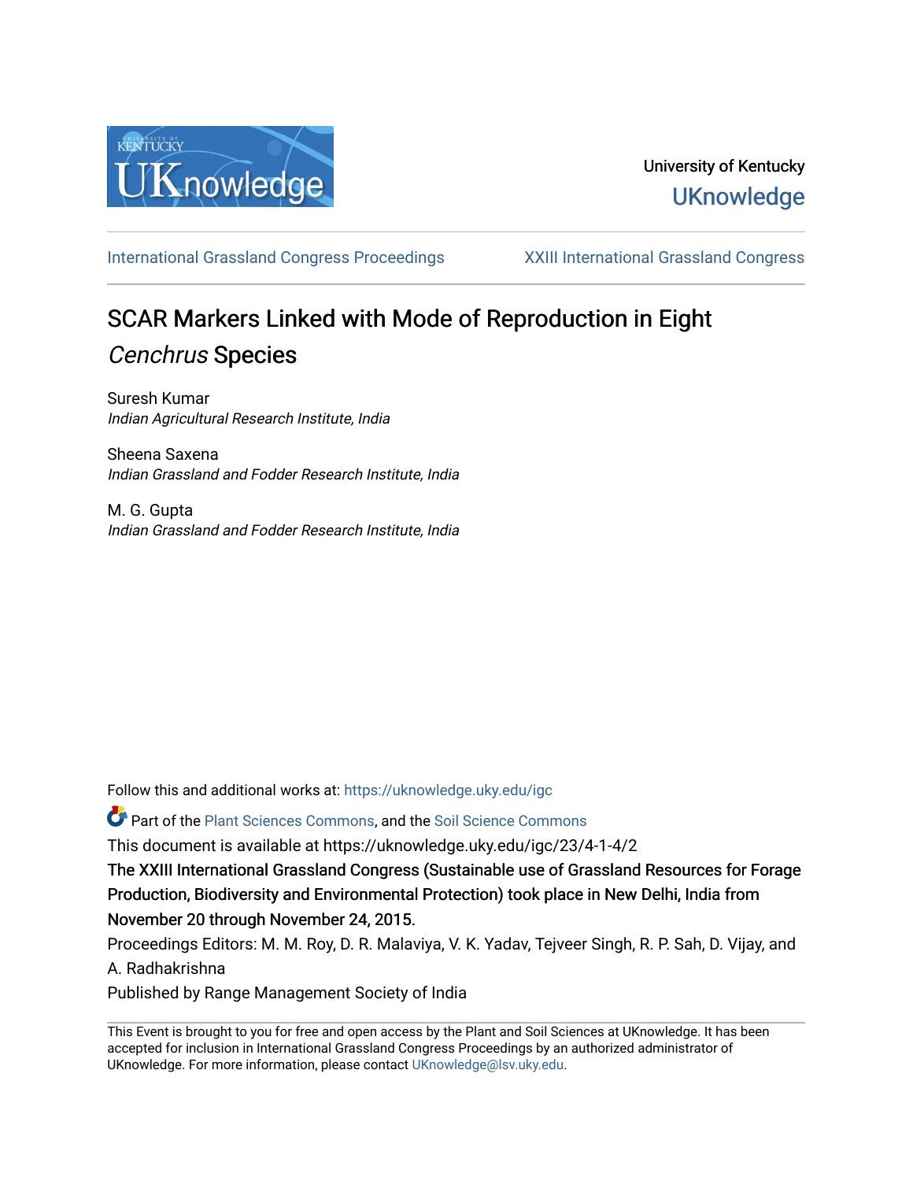University of Kentucky
UKnowledge

International Grassland Congress Proceedings | XXIII International Grassland Congress

# SCAR Markers Linked with Mode of Reproduction in Eight *Cenchrus* Species

Suresh Kumar
*Indian Agricultural Research Institute, India*

Sheena Saxena
*Indian Grassland and Fodder Research Institute, India*

M. G. Gupta
*Indian Grassland and Fodder Research Institute, India*

Follow this and additional works at: https://uknowledge.uky.edu/igc

Part of the Plant Sciences Commons, and the Soil Science Commons

This document is available at https://uknowledge.uky.edu/igc/23/4-1-4/2

**The XXIII International Grassland Congress (Sustainable use of Grassland Resources for Forage Production, Biodiversity and Environmental Protection) took place in New Delhi, India from November 20 through November 24, 2015.**

Proceedings Editors: M. M. Roy, D. R. Malaviya, V. K. Yadav, Tejveer Singh, R. P. Sah, D. Vijay, and A. Radhakrishna

Published by Range Management Society of India

This Event is brought to you for free and open access by the Plant and Soil Sciences at UKnowledge. It has been accepted for inclusion in International Grassland Congress Proceedings by an authorized administrator of UKnowledge. For more information, please contact UKnowledge@lsv.uky.edu.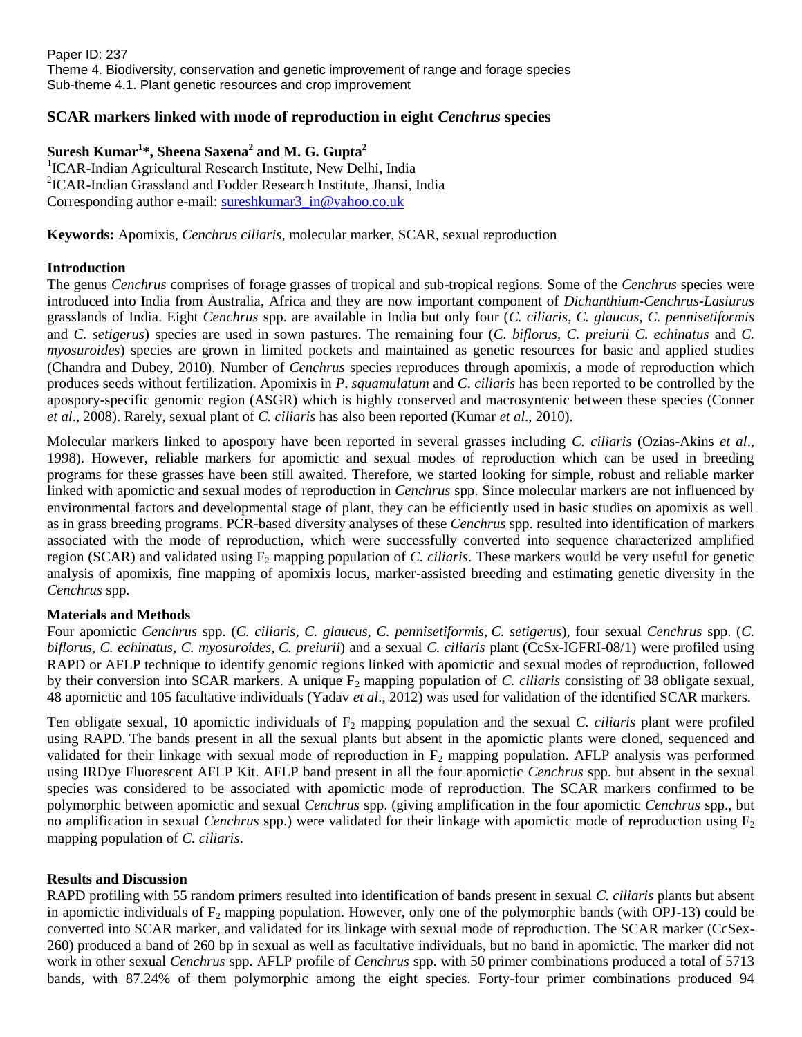Paper ID: 237

Theme 4. Biodiversity, conservation and genetic improvement of range and forage species

Sub-theme 4.1. Plant genetic resources and crop improvement

## SCAR markers linked with mode of reproduction in eight *Cenchrus* species

**Suresh Kumar[1]*, Sheena Saxena[2] and M. G. Gupta[2]**

[1]ICAR-Indian Agricultural Research Institute, New Delhi, India

[2]ICAR-Indian Grassland and Fodder Research Institute, Jhansi, India

Corresponding author e-mail: sureshkumar3_in@yahoo.co.uk

**Keywords:** Apomixis, *Cenchrus ciliaris*, molecular marker, SCAR, sexual reproduction

### Introduction

The genus *Cenchrus* comprises of forage grasses of tropical and sub-tropical regions. Some of the *Cenchrus* species were introduced into India from Australia, Africa and they are now important component of *Dichanthium-Cenchrus-Lasiurus* grasslands of India. Eight *Cenchrus* spp. are available in India but only four (*C. ciliaris*, *C. glaucus*, *C. pennisetiformis* and *C. setigerus*) species are used in sown pastures. The remaining four (*C. biflorus*, *C. preiurii C. echinatus* and *C. myosuroides*) species are grown in limited pockets and maintained as genetic resources for basic and applied studies (Chandra and Dubey, 2010). Number of *Cenchrus* species reproduces through apomixis, a mode of reproduction which produces seeds without fertilization. Apomixis in *P*. *squamulatum* and *C*. *ciliaris* has been reported to be controlled by the apospory-specific genomic region (ASGR) which is highly conserved and macrosyntenic between these species (Conner *et al*., 2008). Rarely, sexual plant of *C. ciliaris* has also been reported (Kumar *et al*., 2010).

Molecular markers linked to apospory have been reported in several grasses including *C. ciliaris* (Ozias-Akins *et al*., 1998). However, reliable markers for apomictic and sexual modes of reproduction which can be used in breeding programs for these grasses have been still awaited. Therefore, we started looking for simple, robust and reliable marker linked with apomictic and sexual modes of reproduction in *Cenchrus* spp. Since molecular markers are not influenced by environmental factors and developmental stage of plant, they can be efficiently used in basic studies on apomixis as well as in grass breeding programs. PCR-based diversity analyses of these *Cenchrus* spp. resulted into identification of markers associated with the mode of reproduction, which were successfully converted into sequence characterized amplified region (SCAR) and validated using $F_2$ mapping population of *C. ciliaris*. These markers would be very useful for genetic analysis of apomixis, fine mapping of apomixis locus, marker-assisted breeding and estimating genetic diversity in the *Cenchrus* spp.

### Materials and Methods

Four apomictic *Cenchrus* spp. (*C. ciliaris*, *C. glaucus*, *C. pennisetiformis*, *C. setigerus*), four sexual *Cenchrus* spp. (*C. biflorus, C. echinatus, C. myosuroides, C. preiurii*) and a sexual *C. ciliaris* plant (CcSx-IGFRI-08/1) were profiled using RAPD or AFLP technique to identify genomic regions linked with apomictic and sexual modes of reproduction, followed by their conversion into SCAR markers. A unique $F_2$ mapping population of *C. ciliaris* consisting of 38 obligate sexual, 48 apomictic and 105 facultative individuals (Yadav *et al*., 2012) was used for validation of the identified SCAR markers.

Ten obligate sexual, 10 apomictic individuals of $F_2$ mapping population and the sexual *C. ciliaris* plant were profiled using RAPD. The bands present in all the sexual plants but absent in the apomictic plants were cloned, sequenced and validated for their linkage with sexual mode of reproduction in $F_2$ mapping population. AFLP analysis was performed using IRDye Fluorescent AFLP Kit. AFLP band present in all the four apomictic *Cenchrus* spp. but absent in the sexual species was considered to be associated with apomictic mode of reproduction. The SCAR markers confirmed to be polymorphic between apomictic and sexual *Cenchrus* spp. (giving amplification in the four apomictic *Cenchrus* spp., but no amplification in sexual *Cenchrus* spp.) were validated for their linkage with apomictic mode of reproduction using $F_2$ mapping population of *C. ciliaris*.

### Results and Discussion

RAPD profiling with 55 random primers resulted into identification of bands present in sexual *C. ciliaris* plants but absent in apomictic individuals of $F_2$ mapping population. However, only one of the polymorphic bands (with OPJ-13) could be converted into SCAR marker, and validated for its linkage with sexual mode of reproduction. The SCAR marker (CcSex-260) produced a band of 260 bp in sexual as well as facultative individuals, but no band in apomictic. The marker did not work in other sexual *Cenchrus* spp. AFLP profile of *Cenchrus* spp. with 50 primer combinations produced a total of 5713 bands, with 87.24% of them polymorphic among the eight species. Forty-four primer combinations produced 94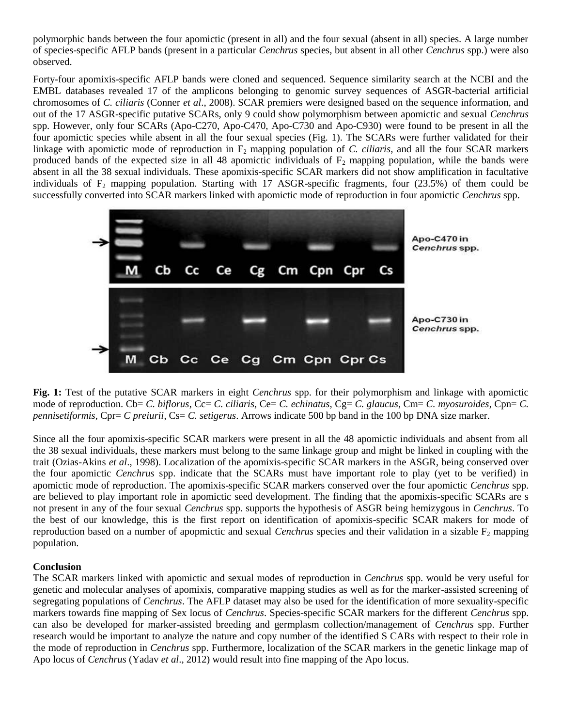polymorphic bands between the four apomictic (present in all) and the four sexual (absent in all) species. A large number of species-specific AFLP bands (present in a particular *Cenchrus* species, but absent in all other *Cenchrus* spp.) were also observed.

Forty-four apomixis-specific AFLP bands were cloned and sequenced. Sequence similarity search at the NCBI and the EMBL databases revealed 17 of the amplicons belonging to genomic survey sequences of ASGR-bacterial artificial chromosomes of *C. ciliaris* (Conner *et al*., 2008). SCAR premiers were designed based on the sequence information, and out of the 17 ASGR-specific putative SCARs, only 9 could show polymorphism between apomictic and sexual *Cenchrus* spp. However, only four SCARs (Apo-C270, Apo-C470, Apo-C730 and Apo-C930) were found to be present in all the four apomictic species while absent in all the four sexual species (Fig. 1). The SCARs were further validated for their linkage with apomictic mode of reproduction in $F_2$ mapping population of *C. ciliaris*, and all the four SCAR markers produced bands of the expected size in all 48 apomictic individuals of $F_2$ mapping population, while the bands were absent in all the 38 sexual individuals. These apomixis-specific SCAR markers did not show amplification in facultative individuals of $F_2$ mapping population. Starting with 17 ASGR-specific fragments, four (23.5%) of them could be successfully converted into SCAR markers linked with apomictic mode of reproduction in four apomictic *Cenchrus* spp.

**Fig. 1:** Test of the putative SCAR markers in eight *Cenchrus* spp. for their polymorphism and linkage with apomictic mode of reproduction. Cb= *C. biflorus*, Cc= *C. ciliaris*, Ce= *C. echinatus*, Cg= *C. glaucus*, Cm= *C. myosuroides*, Cpn= *C. pennisetiformis*, Cpr= *C preiurii*, Cs= *C. setigerus*. Arrows indicate 500 bp band in the 100 bp DNA size marker.

Since all the four apomixis-specific SCAR markers were present in all the 48 apomictic individuals and absent from all the 38 sexual individuals, these markers must belong to the same linkage group and might be linked in coupling with the trait (Ozias-Akins *et al*., 1998). Localization of the apomixis-specific SCAR markers in the ASGR, being conserved over the four apomictic *Cenchrus* spp. indicate that the SCARs must have important role to play (yet to be verified) in apomictic mode of reproduction. The apomixis-specific SCAR markers conserved over the four apomictic *Cenchrus* spp. are believed to play important role in apomictic seed development. The finding that the apomixis-specific SCARs are s not present in any of the four sexual *Cenchrus* spp. supports the hypothesis of ASGR being hemizygous in *Cenchrus*. To the best of our knowledge, this is the first report on identification of apomixis-specific SCAR makers for mode of reproduction based on a number of apopmictic and sexual *Cenchrus* species and their validation in a sizable $F_2$ mapping population.

**Conclusion**

The SCAR markers linked with apomictic and sexual modes of reproduction in *Cenchrus* spp. would be very useful for genetic and molecular analyses of apomixis, comparative mapping studies as well as for the marker-assisted screening of segregating populations of *Cenchrus*. The AFLP dataset may also be used for the identification of more sexuality-specific markers towards fine mapping of Sex locus of *Cenchrus*. Species-specific SCAR markers for the different *Cenchrus* spp. can also be developed for marker-assisted breeding and germplasm collection/management of *Cenchrus* spp. Further research would be important to analyze the nature and copy number of the identified S CARs with respect to their role in the mode of reproduction in *Cenchrus* spp. Furthermore, localization of the SCAR markers in the genetic linkage map of Apo locus of *Cenchrus* (Yadav *et al*., 2012) would result into fine mapping of the Apo locus.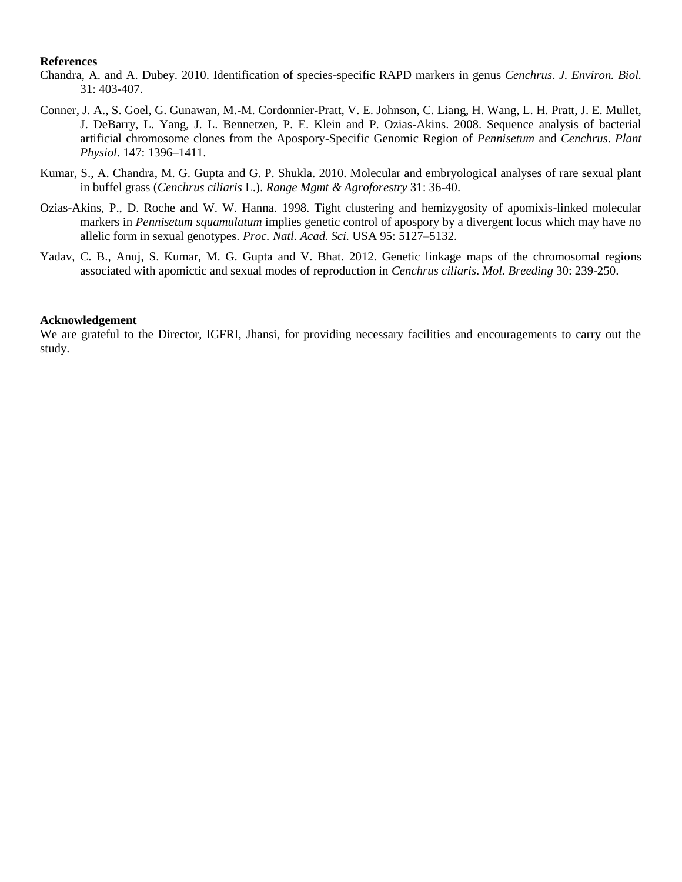**References**

Chandra, A. and A. Dubey. 2010. Identification of species-specific RAPD markers in genus *Cenchrus*. *J. Environ. Biol.* 31: 403-407.

Conner, J. A., S. Goel, G. Gunawan, M.-M. Cordonnier-Pratt, V. E. Johnson, C. Liang, H. Wang, L. H. Pratt, J. E. Mullet, J. DeBarry, L. Yang, J. L. Bennetzen, P. E. Klein and P. Ozias-Akins. 2008. Sequence analysis of bacterial artificial chromosome clones from the Apospory-Specific Genomic Region of *Pennisetum* and *Cenchrus*. *Plant Physiol*. 147: 1396–1411.

Kumar, S., A. Chandra, M. G. Gupta and G. P. Shukla. 2010. Molecular and embryological analyses of rare sexual plant in buffel grass (*Cenchrus ciliaris* L.). *Range Mgmt & Agroforestry* 31: 36-40.

Ozias-Akins, P., D. Roche and W. W. Hanna. 1998. Tight clustering and hemizygosity of apomixis-linked molecular markers in *Pennisetum squamulatum* implies genetic control of apospory by a divergent locus which may have no allelic form in sexual genotypes. *Proc. Natl. Acad. Sci.* USA 95: 5127–5132.

Yadav, C. B., Anuj, S. Kumar, M. G. Gupta and V. Bhat. 2012. Genetic linkage maps of the chromosomal regions associated with apomictic and sexual modes of reproduction in *Cenchrus ciliaris*. *Mol. Breeding* 30: 239-250.

**Acknowledgement**

We are grateful to the Director, IGFRI, Jhansi, for providing necessary facilities and encouragements to carry out the study.